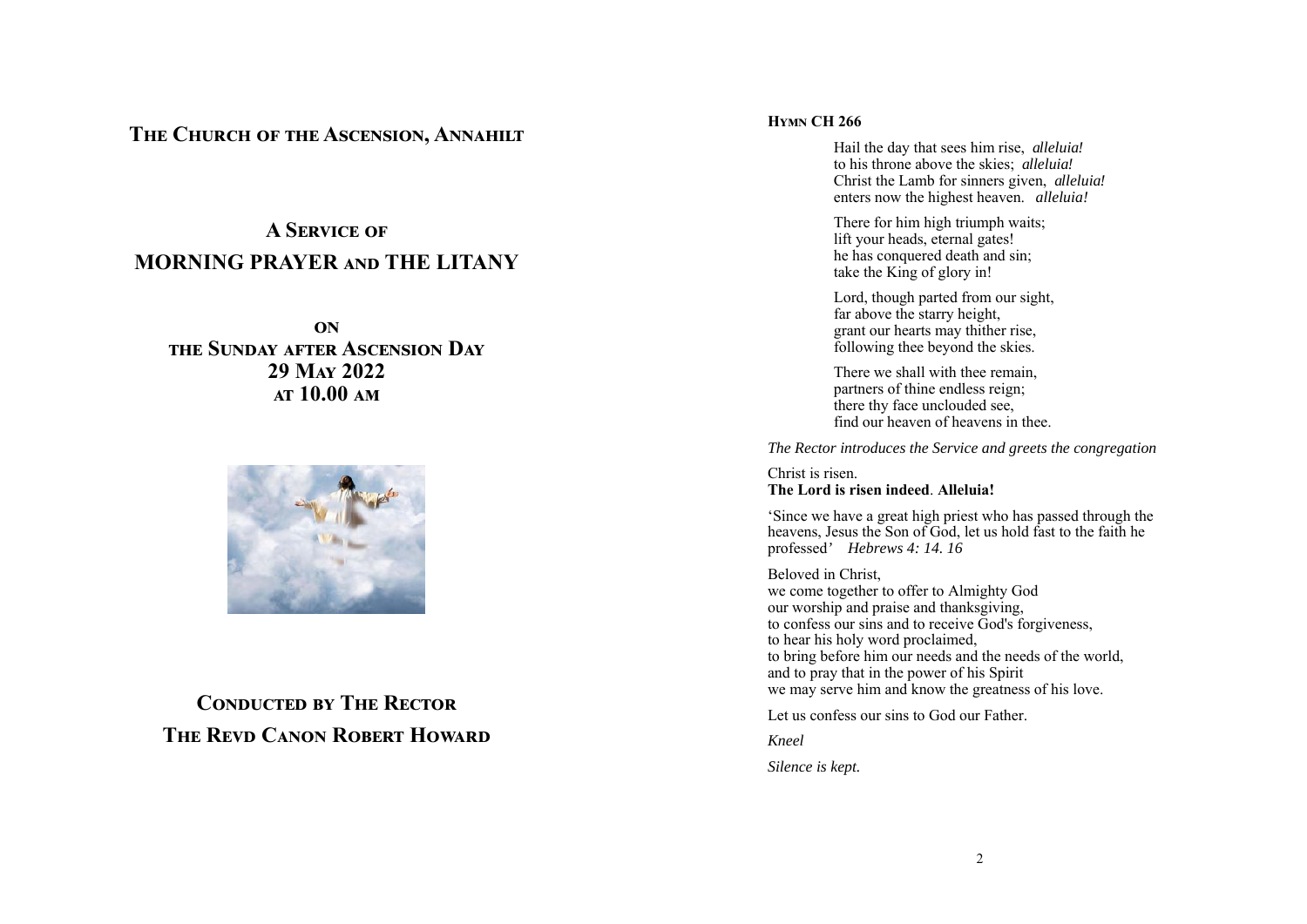# The Church of the Ascension, Annahilt

## A Service of
## MORNING PRAYER and THE LITANY

**on**
**the Sunday after Ascension Day**
**29 May 2022**
**at 10.00 am**

## Conducted by The Rector
## The Revd Canon Robert Howard

**Hymn CH 266**

Hail the day that sees him rise, *alleluia!*
to his throne above the skies; *alleluia!*
Christ the Lamb for sinners given, *alleluia!*
enters now the highest heaven. *alleluia!*

There for him high triumph waits;
lift your heads, eternal gates!
he has conquered death and sin;
take the King of glory in!

Lord, though parted from our sight,
far above the starry height,
grant our hearts may thither rise,
following thee beyond the skies.

There we shall with thee remain,
partners of thine endless reign;
there thy face unclouded see,
find our heaven of heavens in thee.

*The Rector introduces the Service and greets the congregation*

Christ is risen.
**The Lord is risen indeed**. **Alleluia!**

'Since we have a great high priest who has passed through the heavens, Jesus the Son of God, let us hold fast to the faith he professed*'* *Hebrews 4: 14. 16*

Beloved in Christ,
we come together to offer to Almighty God
our worship and praise and thanksgiving,
to confess our sins and to receive God's forgiveness,
to hear his holy word proclaimed,
to bring before him our needs and the needs of the world,
and to pray that in the power of his Spirit
we may serve him and know the greatness of his love.

Let us confess our sins to God our Father.

*Kneel*

*Silence is kept.*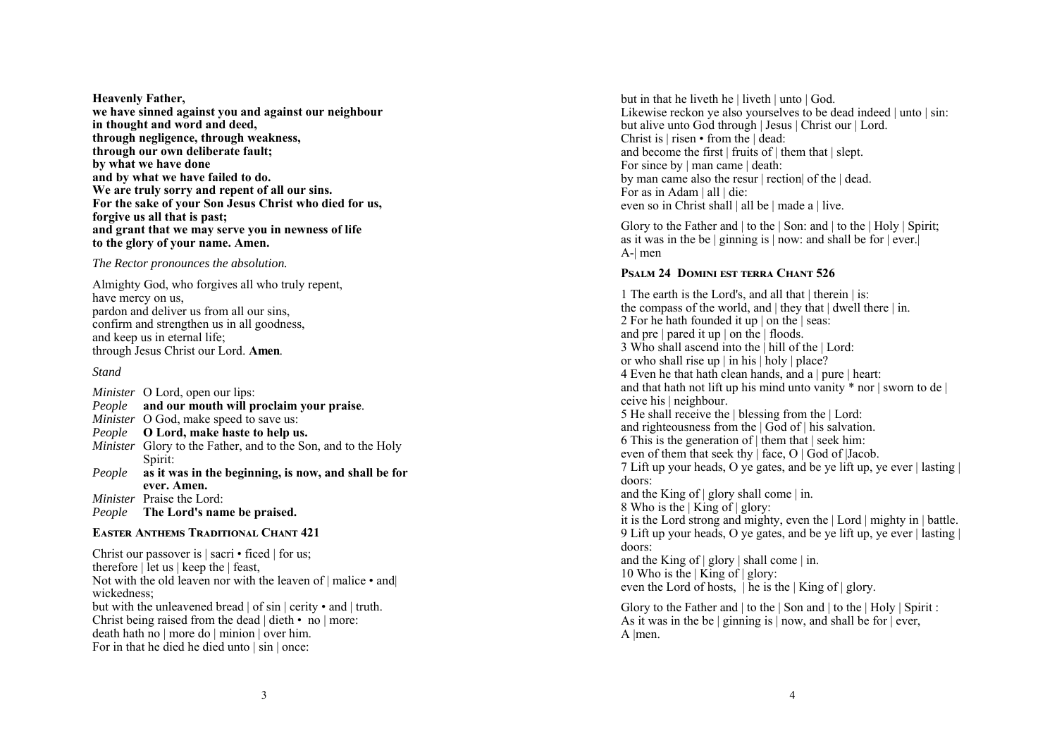**Heavenly Father,**
**we have sinned against you and against our neighbour**
**in thought and word and deed,**
**through negligence, through weakness,**
**through our own deliberate fault;**
**by what we have done**
**and by what we have failed to do.**
**We are truly sorry and repent of all our sins.**
**For the sake of your Son Jesus Christ who died for us,**
**forgive us all that is past;**
**and grant that we may serve you in newness of life**
**to the glory of your name. Amen.**

*The Rector pronounces the absolution.*

Almighty God, who forgives all who truly repent,
have mercy on us,
pardon and deliver us from all our sins,
confirm and strengthen us in all goodness,
and keep us in eternal life;
through Jesus Christ our Lord. **Amen**.

*Stand*

*Minister* O Lord, open our lips:
*People* **and our mouth will proclaim your praise**.
*Minister* O God, make speed to save us:
*People* **O Lord, make haste to help us.**
*Minister* Glory to the Father, and to the Son, and to the Holy Spirit:
*People* **as it was in the beginning, is now, and shall be for ever. Amen.**
*Minister* Praise the Lord:
*People* **The Lord's name be praised.**

### Easter Anthems Traditional Chant 421

Christ our passover is | sacri • ficed | for us;
therefore | let us | keep the | feast,
Not with the old leaven nor with the leaven of | malice • and| wickedness;
but with the unleavened bread | of sin | cerity • and | truth.
Christ being raised from the dead | dieth • no | more:
death hath no | more do | minion | over him.
For in that he died he died unto | sin | once:
but in that he liveth he | liveth | unto | God.
Likewise reckon ye also yourselves to be dead indeed | unto | sin:
but alive unto God through | Jesus | Christ our | Lord.
Christ is | risen • from the | dead:
and become the first | fruits of | them that | slept.
For since by | man came | death:
by man came also the resur | rection| of the | dead.
For as in Adam | all | die:
even so in Christ shall | all be | made a | live.

Glory to the Father and | to the | Son: and | to the | Holy | Spirit;
as it was in the be | ginning is | now: and shall be for | ever.|
A-| men

### Psalm 24 Domini est terra Chant 526

1 The earth is the Lord's, and all that | therein | is:
the compass of the world, and | they that | dwell there | in.
2 For he hath founded it up | on the | seas:
and pre | pared it up | on the | floods.
3 Who shall ascend into the | hill of the | Lord:
or who shall rise up | in his | holy | place?
4 Even he that hath clean hands, and a | pure | heart:
and that hath not lift up his mind unto vanity * nor | sworn to de | ceive his | neighbour.
5 He shall receive the | blessing from the | Lord:
and righteousness from the | God of | his salvation.
6 This is the generation of | them that | seek him:
even of them that seek thy | face, O | God of |Jacob.
7 Lift up your heads, O ye gates, and be ye lift up, ye ever | lasting | doors:
and the King of | glory shall come | in.
8 Who is the | King of | glory:
it is the Lord strong and mighty, even the | Lord | mighty in | battle.
9 Lift up your heads, O ye gates, and be ye lift up, ye ever | lasting | doors:
and the King of | glory | shall come | in.
10 Who is the | King of | glory:
even the Lord of hosts, | he is the | King of | glory.

Glory to the Father and | to the | Son and | to the | Holy | Spirit :
As it was in the be | ginning is | now, and shall be for | ever,
A |men.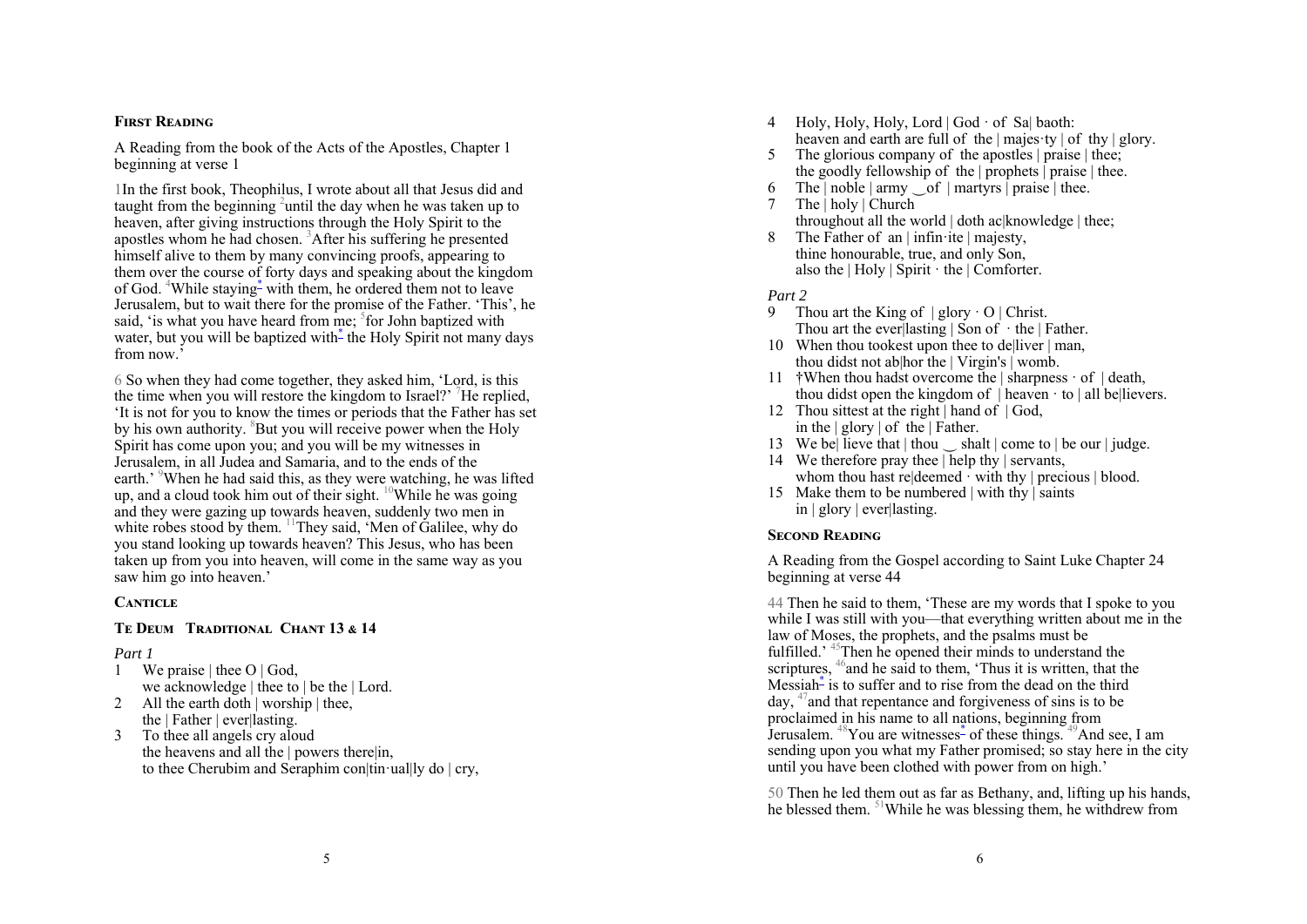### First Reading

A Reading from the book of the Acts of the Apostles, Chapter 1 beginning at verse 1

1 In the first book, Theophilus, I wrote about all that Jesus did and taught from the beginning [2]until the day when he was taken up to heaven, after giving instructions through the Holy Spirit to the apostles whom he had chosen. [3]After his suffering he presented himself alive to them by many convincing proofs, appearing to them over the course of forty days and speaking about the kingdom of God. [4]While staying* with them, he ordered them not to leave Jerusalem, but to wait there for the promise of the Father. 'This', he said, 'is what you have heard from me; [5]for John baptized with water, but you will be baptized with* the Holy Spirit not many days from now.'

6 So when they had come together, they asked him, 'Lord, is this the time when you will restore the kingdom to Israel?' [7]He replied, 'It is not for you to know the times or periods that the Father has set by his own authority. [8]But you will receive power when the Holy Spirit has come upon you; and you will be my witnesses in Jerusalem, in all Judea and Samaria, and to the ends of the earth.' [9]When he had said this, as they were watching, he was lifted up, and a cloud took him out of their sight. [10]While he was going and they were gazing up towards heaven, suddenly two men in white robes stood by them. [11]They said, 'Men of Galilee, why do you stand looking up towards heaven? This Jesus, who has been taken up from you into heaven, will come in the same way as you saw him go into heaven.'

### Canticle

### Te Deum Traditional Chant 13 & 14

*Part 1*

1 We praise | thee O | God,
we acknowledge | thee to | be the | Lord.
2 All the earth doth | worship | thee,
the | Father | ever|lasting.
3 To thee all angels cry aloud
the heavens and all the | powers there|in,
to thee Cherubim and Seraphim con|tin·ual|ly do | cry,
4 Holy, Holy, Holy, Lord | God · of Sa| baoth:
heaven and earth are full of the | majes·ty | of thy | glory.
5 The glorious company of the apostles | praise | thee;
the goodly fellowship of the | prophets | praise | thee.
6 The | noble | army ‿ of | martyrs | praise | thee.
7 The | holy | Church
throughout all the world | doth ac|knowledge | thee;
8 The Father of an | infin·ite | majesty,
thine honourable, true, and only Son,
also the | Holy | Spirit · the | Comforter.

*Part 2*

9 Thou art the King of | glory · O | Christ.
Thou art the ever|lasting | Son of · the | Father.
10 When thou tookest upon thee to de|liver | man,
thou didst not ab|hor the | Virgin's | womb.
11 †When thou hadst overcome the | sharpness · of | death,
thou didst open the kingdom of | heaven · to | all be|lievers.
12 Thou sittest at the right | hand of | God,
in the | glory | of the | Father.
13 We be| lieve that | thou ‿ shalt | come to | be our | judge.
14 We therefore pray thee | help thy | servants,
whom thou hast re|deemed · with thy | precious | blood.
15 Make them to be numbered | with thy | saints
in | glory | ever|lasting.

### Second Reading

A Reading from the Gospel according to Saint Luke Chapter 24 beginning at verse 44

44 Then he said to them, 'These are my words that I spoke to you while I was still with you—that everything written about me in the law of Moses, the prophets, and the psalms must be fulfilled.' [45]Then he opened their minds to understand the scriptures, [46]and he said to them, 'Thus it is written, that the Messiah* is to suffer and to rise from the dead on the third day, [47]and that repentance and forgiveness of sins is to be proclaimed in his name to all nations, beginning from Jerusalem. [48]You are witnesses* of these things. [49]And see, I am sending upon you what my Father promised; so stay here in the city until you have been clothed with power from on high.'

50 Then he led them out as far as Bethany, and, lifting up his hands, he blessed them. [51]While he was blessing them, he withdrew from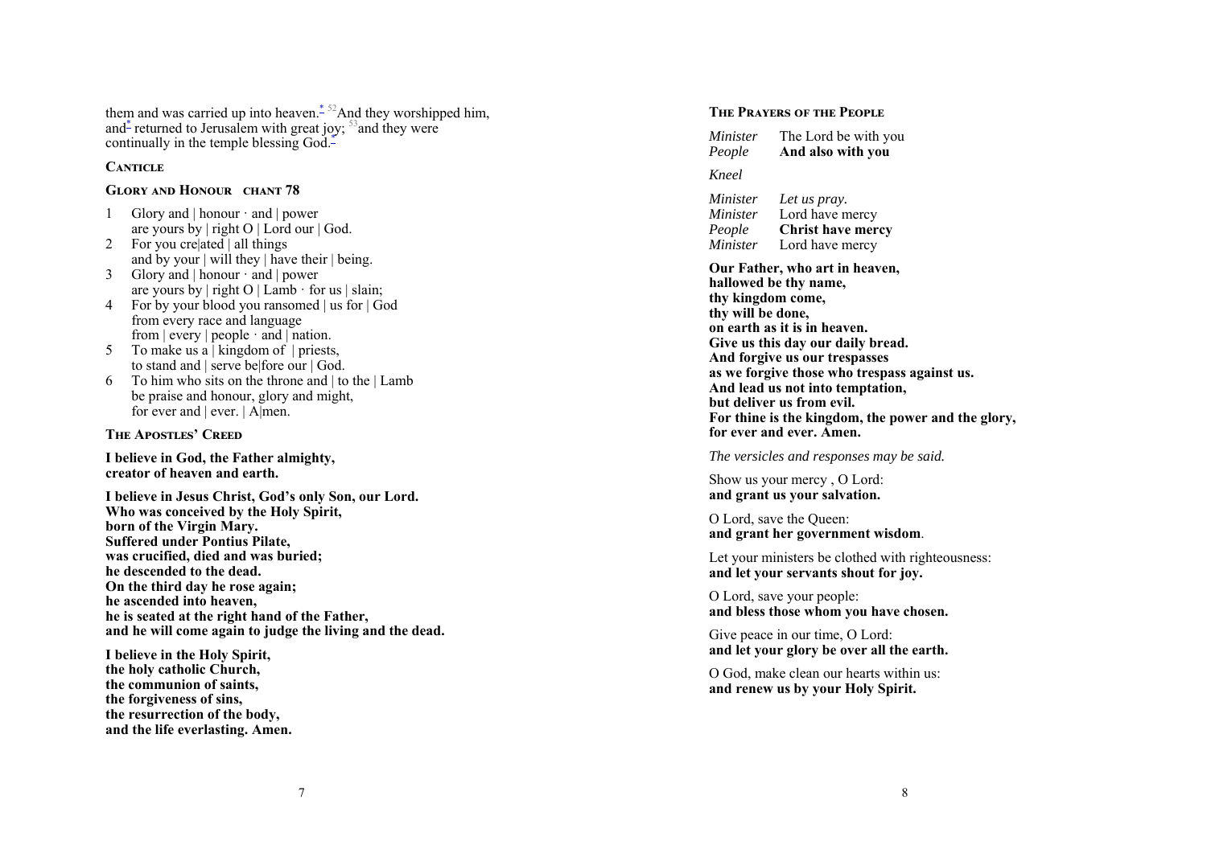them and was carried up into heaven.* [52] And they worshipped him, and* returned to Jerusalem with great joy; [53] and they were continually in the temple blessing God.*

### Canticle

### Glory and Honour   chant 78

1 Glory and | honour · and | power
  are yours by | right O | Lord our | God.
2 For you cre|ated | all things
  and by your | will they | have their | being.
3 Glory and | honour · and | power
  are yours by | right O | Lamb · for us | slain;
4 For by your blood you ransomed | us for | God
  from every race and language
  from | every | people · and | nation.
5 To make us a | kingdom of | priests,
  to stand and | serve be|fore our | God.
6 To him who sits on the throne and | to the | Lamb
  be praise and honour, glory and might,
  for ever and | ever. | A|men.

### The Apostles' Creed

**I believe in God, the Father almighty,
creator of heaven and earth.**

**I believe in Jesus Christ, God's only Son, our Lord.
Who was conceived by the Holy Spirit,
born of the Virgin Mary.
Suffered under Pontius Pilate,
was crucified, died and was buried;
he descended to the dead.
On the third day he rose again;
he ascended into heaven,
he is seated at the right hand of the Father,
and he will come again to judge the living and the dead.**

**I believe in the Holy Spirit,
the holy catholic Church,
the communion of saints,
the forgiveness of sins,
the resurrection of the body,
and the life everlasting. Amen.**

### The Prayers of the People

*Minister* The Lord be with you
*People* **And also with you**

*Kneel*

*Minister* *Let us pray.*
*Minister* Lord have mercy
*People* **Christ have mercy**
*Minister* Lord have mercy

**Our Father, who art in heaven,
hallowed be thy name,
thy kingdom come,
thy will be done,
on earth as it is in heaven.
Give us this day our daily bread.
And forgive us our trespasses
as we forgive those who trespass against us.
And lead us not into temptation,
but deliver us from evil.
For thine is the kingdom, the power and the glory,
for ever and ever. Amen.**

*The versicles and responses may be said.*

Show us your mercy , O Lord:
**and grant us your salvation.**

O Lord, save the Queen:
**and grant her government wisdom**.

Let your ministers be clothed with righteousness:
**and let your servants shout for joy.**

O Lord, save your people:
**and bless those whom you have chosen.**

Give peace in our time, O Lord:
**and let your glory be over all the earth.**

O God, make clean our hearts within us:
**and renew us by your Holy Spirit.**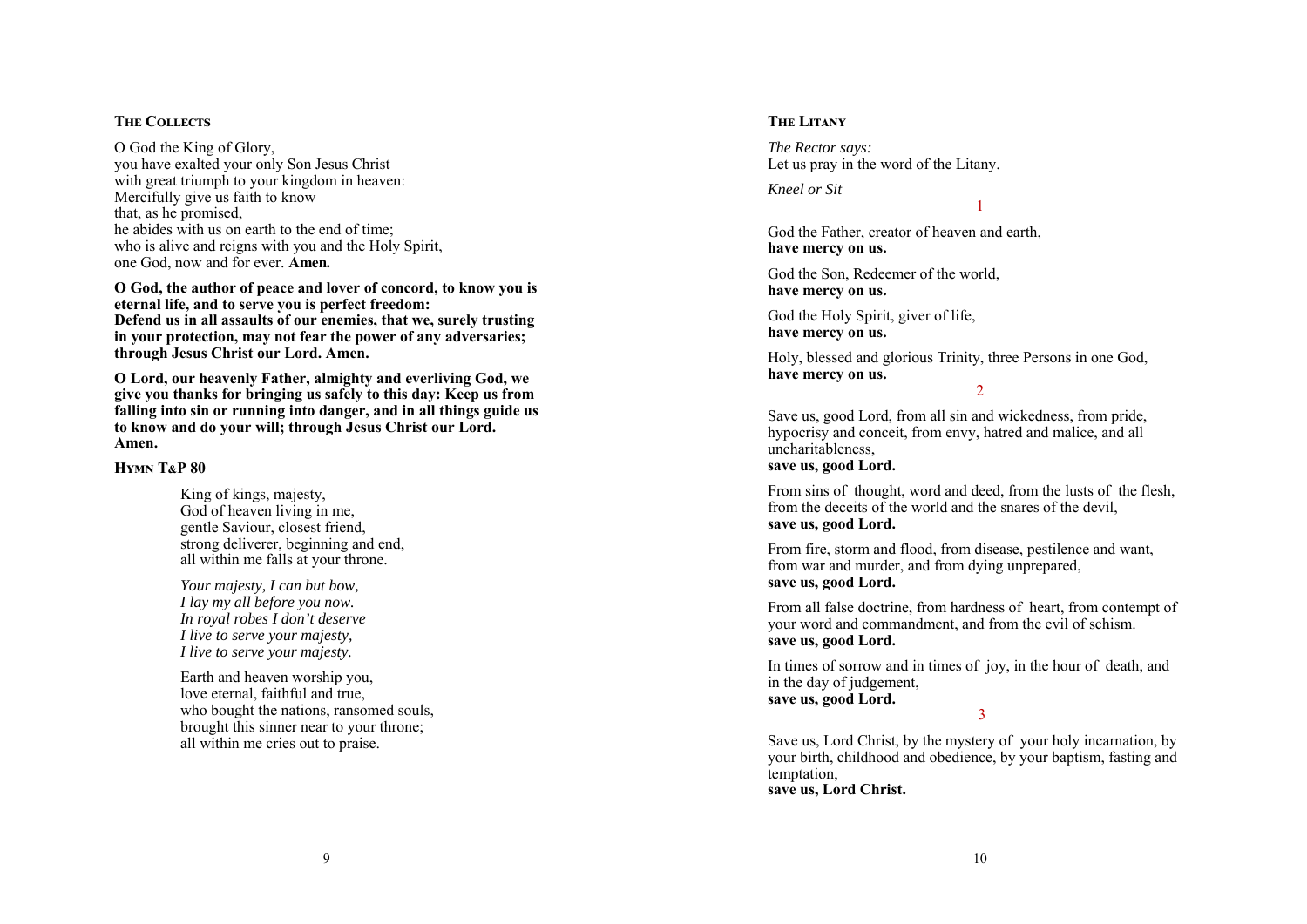## The Collects

O God the King of Glory,
you have exalted your only Son Jesus Christ
with great triumph to your kingdom in heaven:
Mercifully give us faith to know
that, as he promised,
he abides with us on earth to the end of time;
who is alive and reigns with you and the Holy Spirit,
one God, now and for ever. **Amen.**

**O God, the author of peace and lover of concord, to know you is eternal life, and to serve you is perfect freedom:
Defend us in all assaults of our enemies, that we, surely trusting in your protection, may not fear the power of any adversaries; through Jesus Christ our Lord. Amen.**

**O Lord, our heavenly Father, almighty and everliving God, we give you thanks for bringing us safely to this day: Keep us from falling into sin or running into danger, and in all things guide us to know and do your will; through Jesus Christ our Lord. Amen.**

## Hymn T&P 80

King of kings, majesty,
God of heaven living in me,
gentle Saviour, closest friend,
strong deliverer, beginning and end,
all within me falls at your throne.

*Your majesty, I can but bow,
I lay my all before you now.
In royal robes I don't deserve
I live to serve your majesty,
I live to serve your majesty.*

Earth and heaven worship you,
love eternal, faithful and true,
who bought the nations, ransomed souls,
brought this sinner near to your throne;
all within me cries out to praise.

## The Litany

*The Rector says:*
Let us pray in the word of the Litany.

*Kneel or Sit*

1

God the Father, creator of heaven and earth,
**have mercy on us.**

God the Son, Redeemer of the world,
**have mercy on us.**

God the Holy Spirit, giver of life,
**have mercy on us.**

Holy, blessed and glorious Trinity, three Persons in one God,
**have mercy on us.**

2

Save us, good Lord, from all sin and wickedness, from pride, hypocrisy and conceit, from envy, hatred and malice, and all uncharitableness,
**save us, good Lord.**

From sins of thought, word and deed, from the lusts of the flesh, from the deceits of the world and the snares of the devil,
**save us, good Lord.**

From fire, storm and flood, from disease, pestilence and want, from war and murder, and from dying unprepared,
**save us, good Lord.**

From all false doctrine, from hardness of heart, from contempt of your word and commandment, and from the evil of schism.
**save us, good Lord.**

In times of sorrow and in times of joy, in the hour of death, and in the day of judgement,
**save us, good Lord.**

3

Save us, Lord Christ, by the mystery of your holy incarnation, by your birth, childhood and obedience, by your baptism, fasting and temptation,
**save us, Lord Christ.**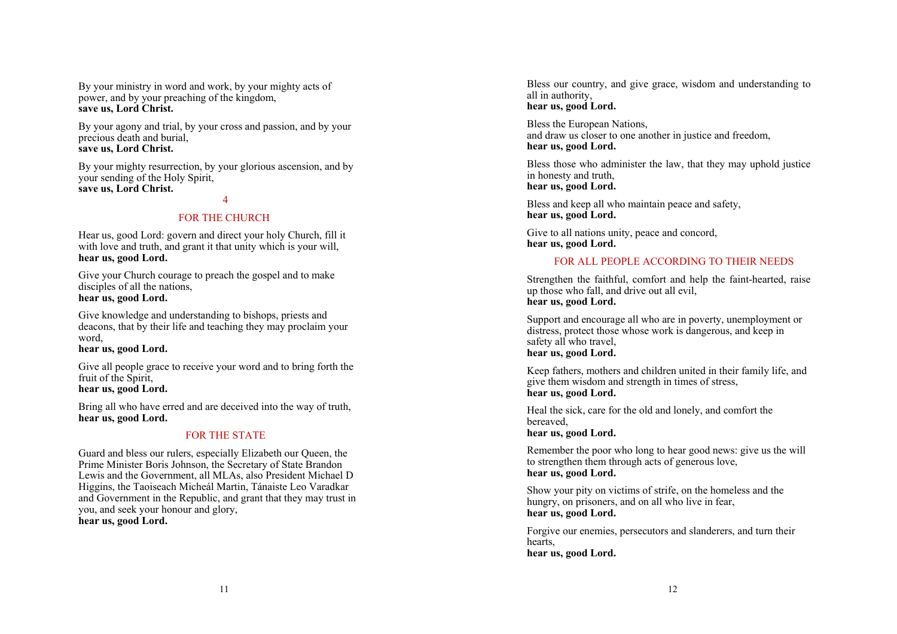By your ministry in word and work, by your mighty acts of power, and by your preaching of the kingdom,
**save us, Lord Christ.**

By your agony and trial, by your cross and passion, and by your precious death and burial,
**save us, Lord Christ.**

By your mighty resurrection, by your glorious ascension, and by your sending of the Holy Spirit,
**save us, Lord Christ.**

4

## FOR THE CHURCH

Hear us, good Lord: govern and direct your holy Church, fill it with love and truth, and grant it that unity which is your will,
**hear us, good Lord.**

Give your Church courage to preach the gospel and to make disciples of all the nations,
**hear us, good Lord.**

Give knowledge and understanding to bishops, priests and deacons, that by their life and teaching they may proclaim your word,
**hear us, good Lord.**

Give all people grace to receive your word and to bring forth the fruit of the Spirit,
**hear us, good Lord.**

Bring all who have erred and are deceived into the way of truth,
**hear us, good Lord.**

## FOR THE STATE

Guard and bless our rulers, especially Elizabeth our Queen, the Prime Minister Boris Johnson, the Secretary of State Brandon Lewis and the Government, all MLAs, also President Michael D Higgins, the Taoiseach Micheál Martin, Tánaiste Leo Varadkar and Government in the Republic, and grant that they may trust in you, and seek your honour and glory,
**hear us, good Lord.**

Bless our country, and give grace, wisdom and understanding to all in authority,
**hear us, good Lord.**

Bless the European Nations,
and draw us closer to one another in justice and freedom,
**hear us, good Lord.**

Bless those who administer the law, that they may uphold justice in honesty and truth,
**hear us, good Lord.**

Bless and keep all who maintain peace and safety,
**hear us, good Lord.**

Give to all nations unity, peace and concord,
**hear us, good Lord.**

## FOR ALL PEOPLE ACCORDING TO THEIR NEEDS

Strengthen the faithful, comfort and help the faint-hearted, raise up those who fall, and drive out all evil,
**hear us, good Lord.**

Support and encourage all who are in poverty, unemployment or distress, protect those whose work is dangerous, and keep in safety all who travel,
**hear us, good Lord.**

Keep fathers, mothers and children united in their family life, and give them wisdom and strength in times of stress,
**hear us, good Lord.**

Heal the sick, care for the old and lonely, and comfort the bereaved,
**hear us, good Lord.**

Remember the poor who long to hear good news: give us the will to strengthen them through acts of generous love,
**hear us, good Lord.**

Show your pity on victims of strife, on the homeless and the hungry, on prisoners, and on all who live in fear,
**hear us, good Lord.**

Forgive our enemies, persecutors and slanderers, and turn their hearts,
**hear us, good Lord.**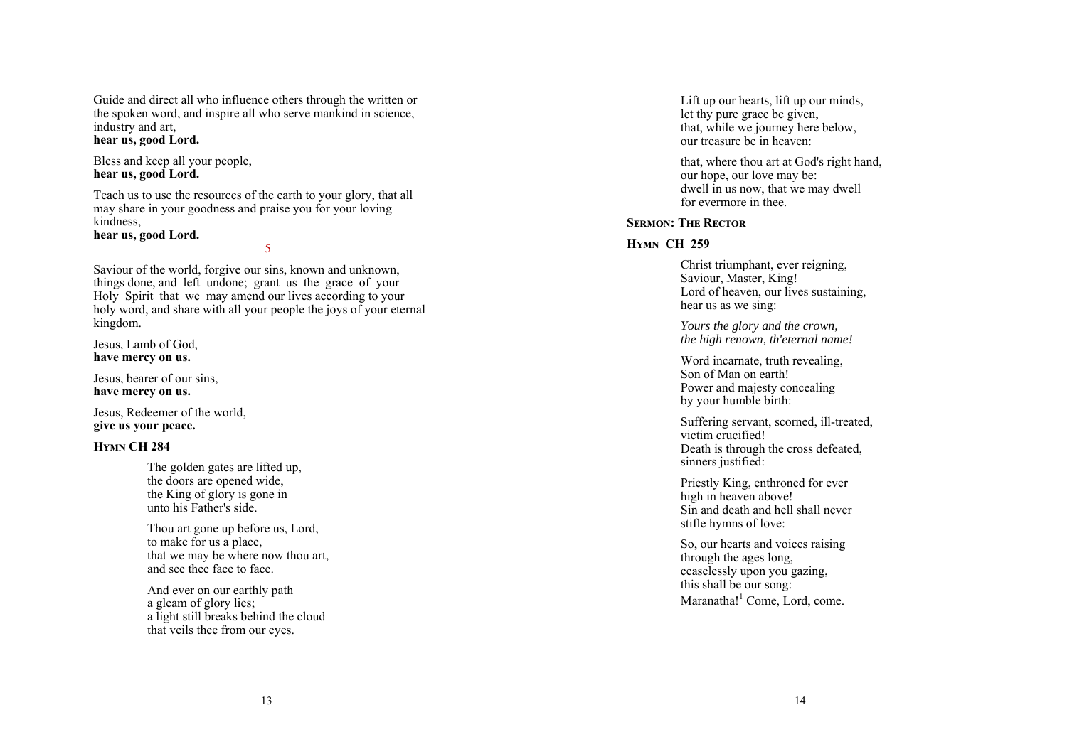Guide and direct all who influence others through the written or the spoken word, and inspire all who serve mankind in science, industry and art,
**hear us, good Lord.**

Bless and keep all your people,
**hear us, good Lord.**

Teach us to use the resources of the earth to your glory, that all may share in your goodness and praise you for your loving kindness,
**hear us, good Lord.**

5

Saviour of the world, forgive our sins, known and unknown, things done, and left undone; grant us the grace of your Holy Spirit that we may amend our lives according to your holy word, and share with all your people the joys of your eternal kingdom.

Jesus, Lamb of God,
**have mercy on us.**

Jesus, bearer of our sins,
**have mercy on us.**

Jesus, Redeemer of the world,
**give us your peace.**

**HYMN CH 284**

The golden gates are lifted up,
the doors are opened wide,
the King of glory is gone in
unto his Father's side.

Thou art gone up before us, Lord,
to make for us a place,
that we may be where now thou art,
and see thee face to face.

And ever on our earthly path
a gleam of glory lies;
a light still breaks behind the cloud
that veils thee from our eyes.

Lift up our hearts, lift up our minds,
let thy pure grace be given,
that, while we journey here below,
our treasure be in heaven:

that, where thou art at God's right hand,
our hope, our love may be:
dwell in us now, that we may dwell
for evermore in thee.

**SERMON: THE RECTOR**

**HYMN CH 259**

Christ triumphant, ever reigning,
Saviour, Master, King!
Lord of heaven, our lives sustaining,
hear us as we sing:

*Yours the glory and the crown,*
*the high renown, th'eternal name!*

Word incarnate, truth revealing,
Son of Man on earth!
Power and majesty concealing
by your humble birth:

Suffering servant, scorned, ill-treated,
victim crucified!
Death is through the cross defeated,
sinners justified:

Priestly King, enthroned for ever
high in heaven above!
Sin and death and hell shall never
stifle hymns of love:

So, our hearts and voices raising
through the ages long,
ceaselessly upon you gazing,
this shall be our song:
Maranatha![1] Come, Lord, come.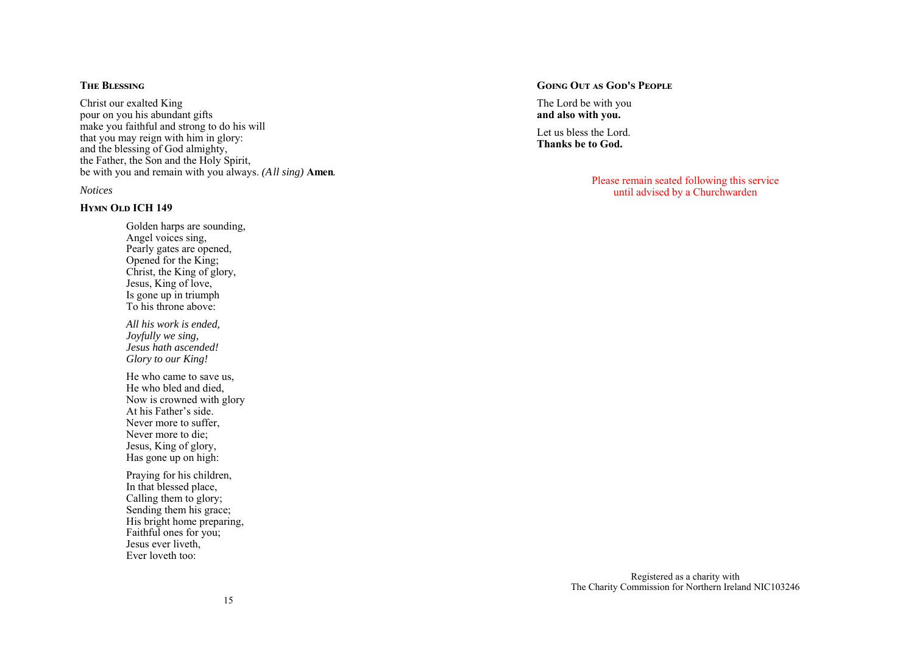### The Blessing

Christ our exalted King
pour on you his abundant gifts
make you faithful and strong to do his will
that you may reign with him in glory:
and the blessing of God almighty,
the Father, the Son and the Holy Spirit,
be with you and remain with you always. *(All sing)* **Amen**.

*Notices*

### Hymn Old ICH 149

Golden harps are sounding,
Angel voices sing,
Pearly gates are opened,
Opened for the King;
Christ, the King of glory,
Jesus, King of love,
Is gone up in triumph
To his throne above:

*All his work is ended,*
*Joyfully we sing,*
*Jesus hath ascended!*
*Glory to our King!*

He who came to save us,
He who bled and died,
Now is crowned with glory
At his Father's side.
Never more to suffer,
Never more to die;
Jesus, King of glory,
Has gone up on high:

Praying for his children,
In that blessed place,
Calling them to glory;
Sending them his grace;
His bright home preparing,
Faithful ones for you;
Jesus ever liveth,
Ever loveth too:

### Going Out as God's People

The Lord be with you
**and also with you.**

Let us bless the Lord.
**Thanks be to God.**

Please remain seated following this service
until advised by a Churchwarden

Registered as a charity with
The Charity Commission for Northern Ireland NIC103246